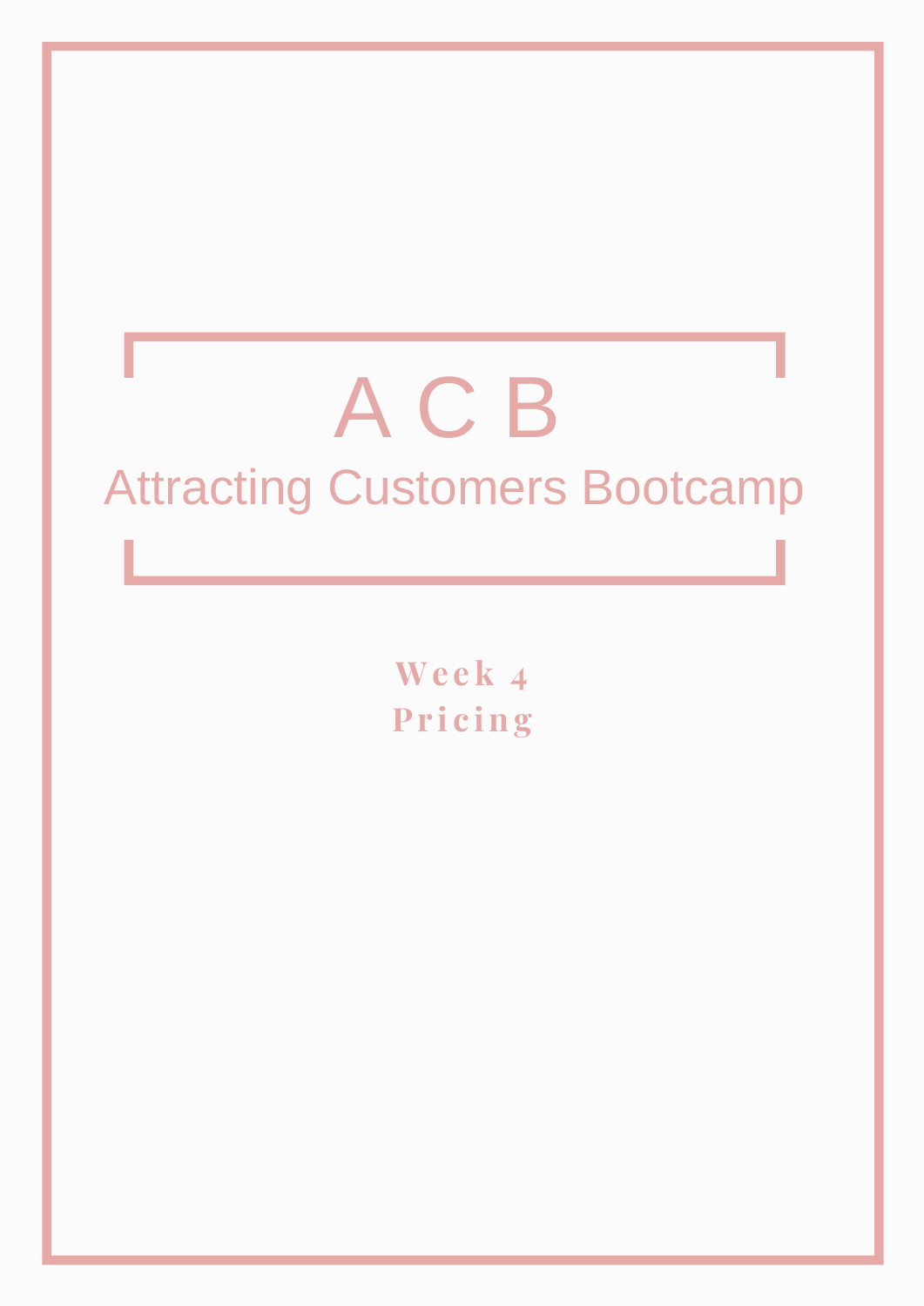# A C B

## Attracting Customers Bootcamp

**Week 4**

**Pricing**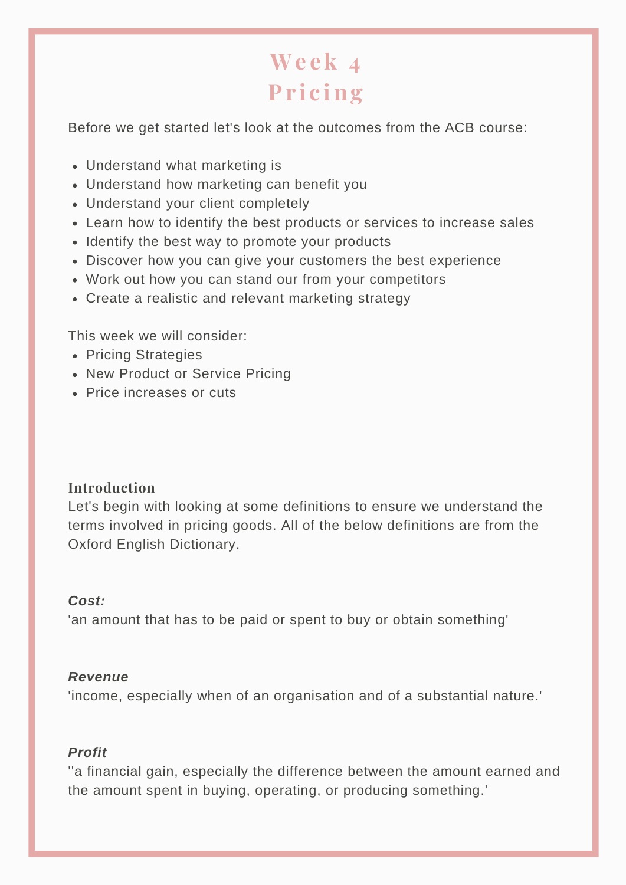# Week 4
# Pricing

Before we get started let's look at the outcomes from the ACB course:

- Understand what marketing is
- Understand how marketing can benefit you
- Understand your client completely
- Learn how to identify the best products or services to increase sales
- Identify the best way to promote your products
- Discover how you can give your customers the best experience
- Work out how you can stand our from your competitors
- Create a realistic and relevant marketing strategy

This week we will consider:

- Pricing Strategies
- New Product or Service Pricing
- Price increases or cuts

### Introduction

Let's begin with looking at some definitions to ensure we understand the terms involved in pricing goods. All of the below definitions are from the Oxford English Dictionary.

***Cost:***

'an amount that has to be paid or spent to buy or obtain something'

***Revenue***

'income, especially when of an organisation and of a substantial nature.'

***Profit***

''a financial gain, especially the difference between the amount earned and the amount spent in buying, operating, or producing something.'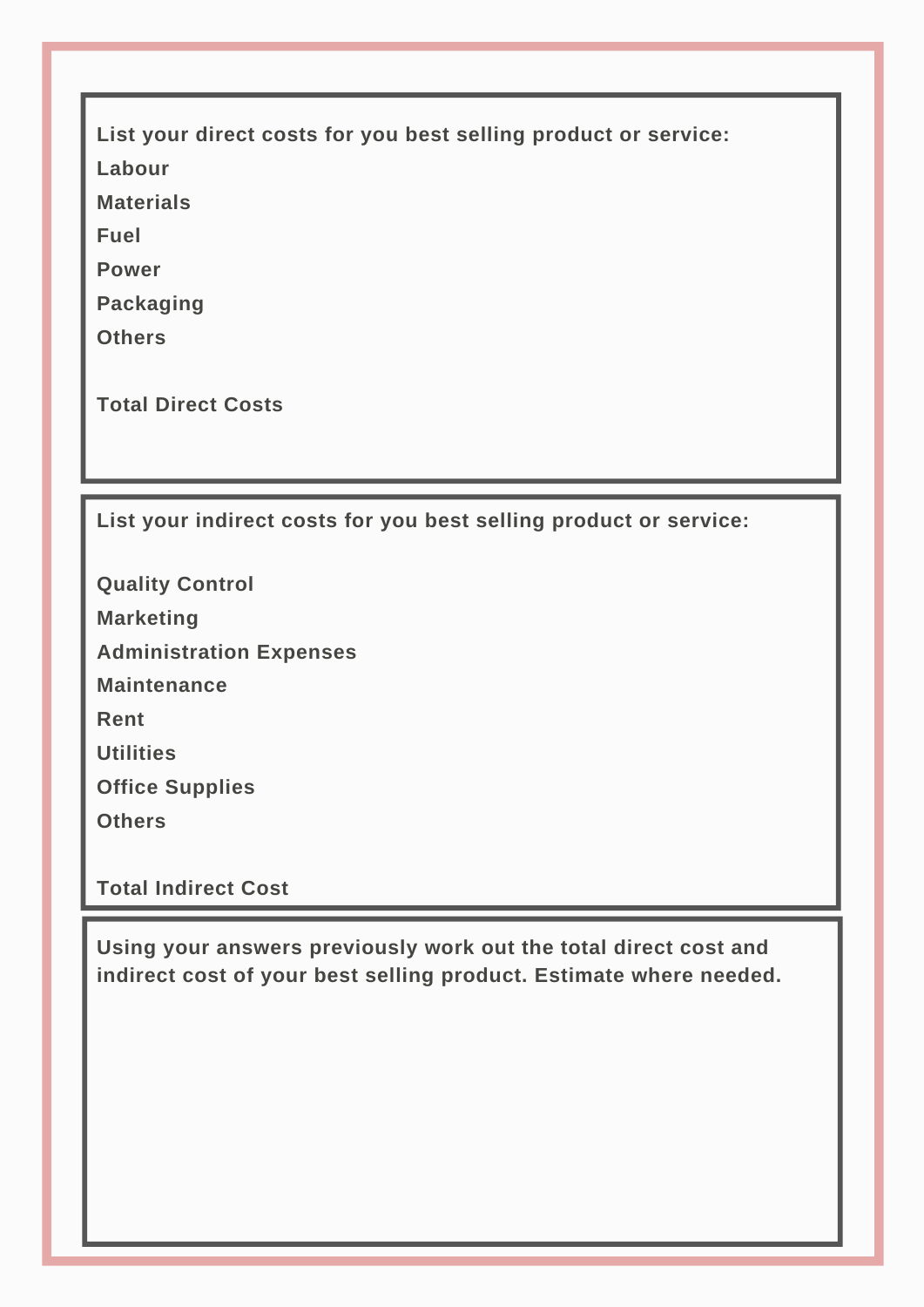**List your direct costs for you best selling product or service:**

**Labour**

**Materials**

**Fuel**

**Power**

**Packaging**

**Others**

**Total Direct Costs**

**List your indirect costs for you best selling product or service:**

**Quality Control**

**Marketing**

**Administration Expenses**

**Maintenance**

**Rent**

**Utilities**

**Office Supplies**

**Others**

**Total Indirect Cost**

**Using your answers previously work out the total direct cost and indirect cost of your best selling product. Estimate where needed.**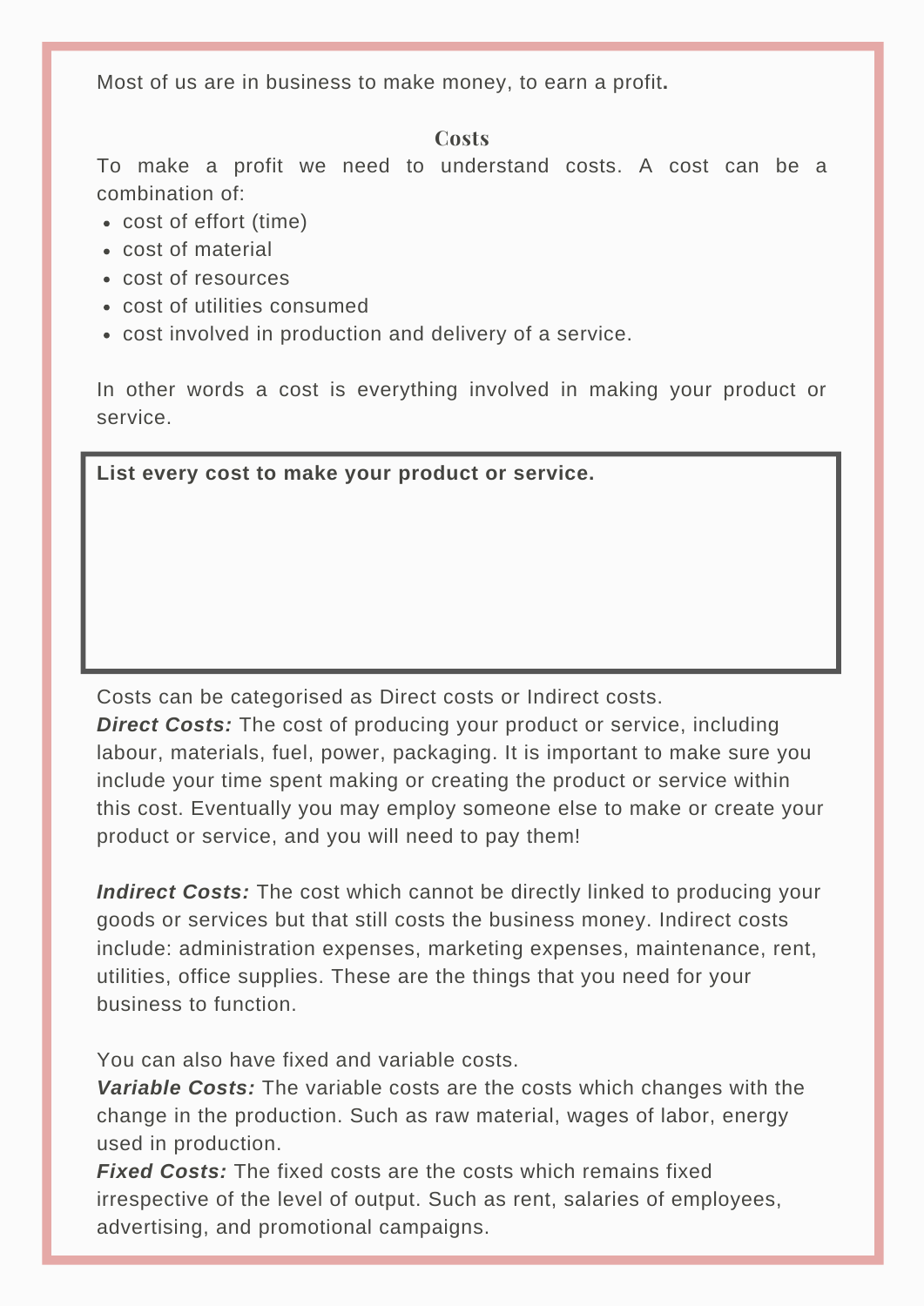Most of us are in business to make money, to earn a profit**.**

## Costs

To make a profit we need to understand costs. A cost can be a combination of:

- cost of effort (time)
- cost of material
- cost of resources
- cost of utilities consumed
- cost involved in production and delivery of a service.

In other words a cost is everything involved in making your product or service.

**List every cost to make your product or service.**

Costs can be categorised as Direct costs or Indirect costs.

***Direct Costs:*** The cost of producing your product or service, including labour, materials, fuel, power, packaging. It is important to make sure you include your time spent making or creating the product or service within this cost. Eventually you may employ someone else to make or create your product or service, and you will need to pay them!

***Indirect Costs:*** The cost which cannot be directly linked to producing your goods or services but that still costs the business money. Indirect costs include: administration expenses, marketing expenses, maintenance, rent, utilities, office supplies. These are the things that you need for your business to function.

You can also have fixed and variable costs.

***Variable Costs:*** The variable costs are the costs which changes with the change in the production. Such as raw material, wages of labor, energy used in production.

***Fixed Costs:*** The fixed costs are the costs which remains fixed irrespective of the level of output. Such as rent, salaries of employees, advertising, and promotional campaigns.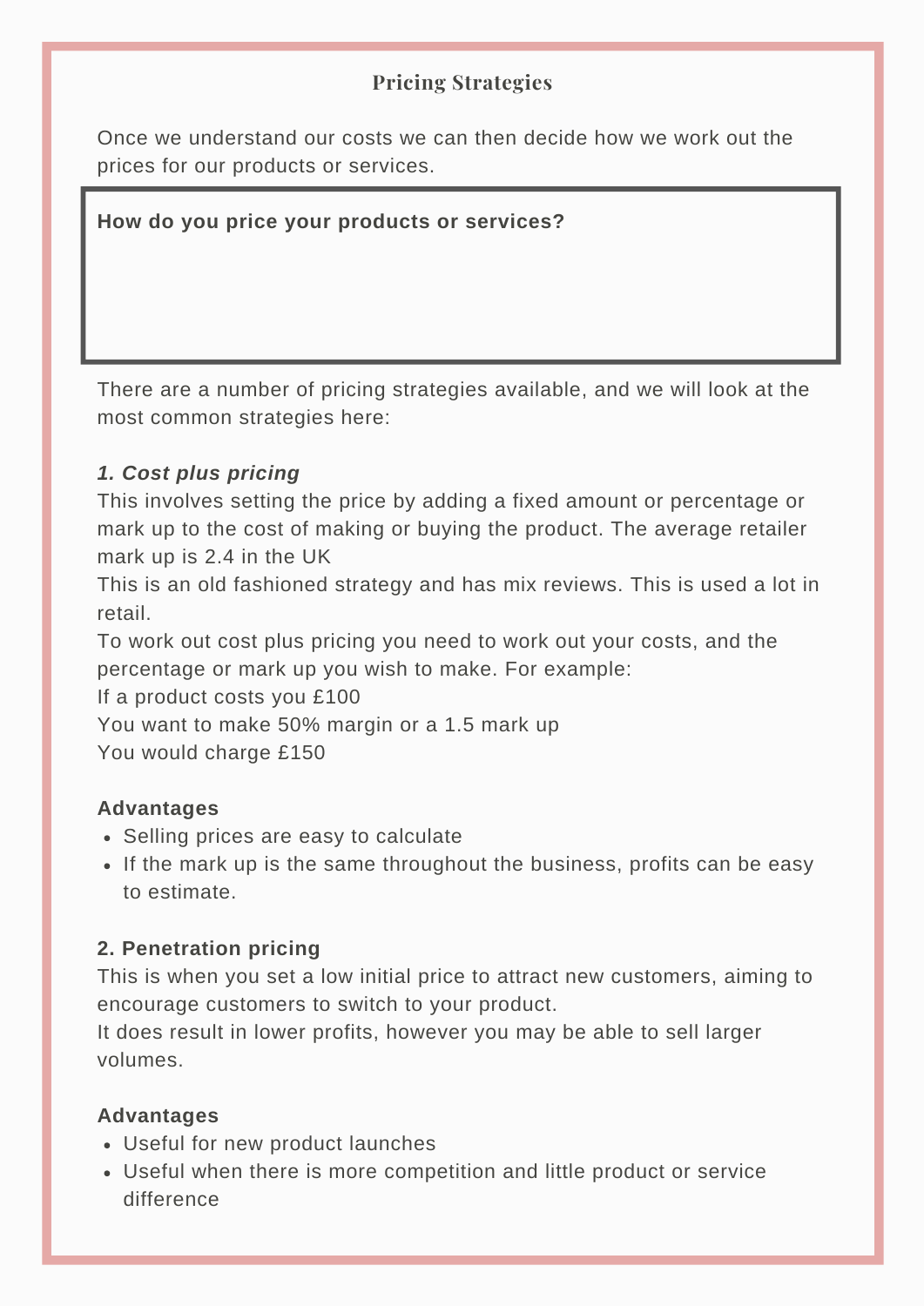## Pricing Strategies

Once we understand our costs we can then decide how we work out the prices for our products or services.

**How do you price your products or services?**

There are a number of pricing strategies available, and we will look at the most common strategies here:

***1. Cost plus pricing***

This involves setting the price by adding a fixed amount or percentage or mark up to the cost of making or buying the product. The average retailer mark up is 2.4 in the UK

This is an old fashioned strategy and has mix reviews. This is used a lot in retail.

To work out cost plus pricing you need to work out your costs, and the percentage or mark up you wish to make. For example:

If a product costs you £100

You want to make 50% margin or a 1.5 mark up

You would charge £150

**Advantages**

- Selling prices are easy to calculate
- If the mark up is the same throughout the business, profits can be easy to estimate.

**2. Penetration pricing**

This is when you set a low initial price to attract new customers, aiming to encourage customers to switch to your product.

It does result in lower profits, however you may be able to sell larger volumes.

**Advantages**

- Useful for new product launches
- Useful when there is more competition and little product or service difference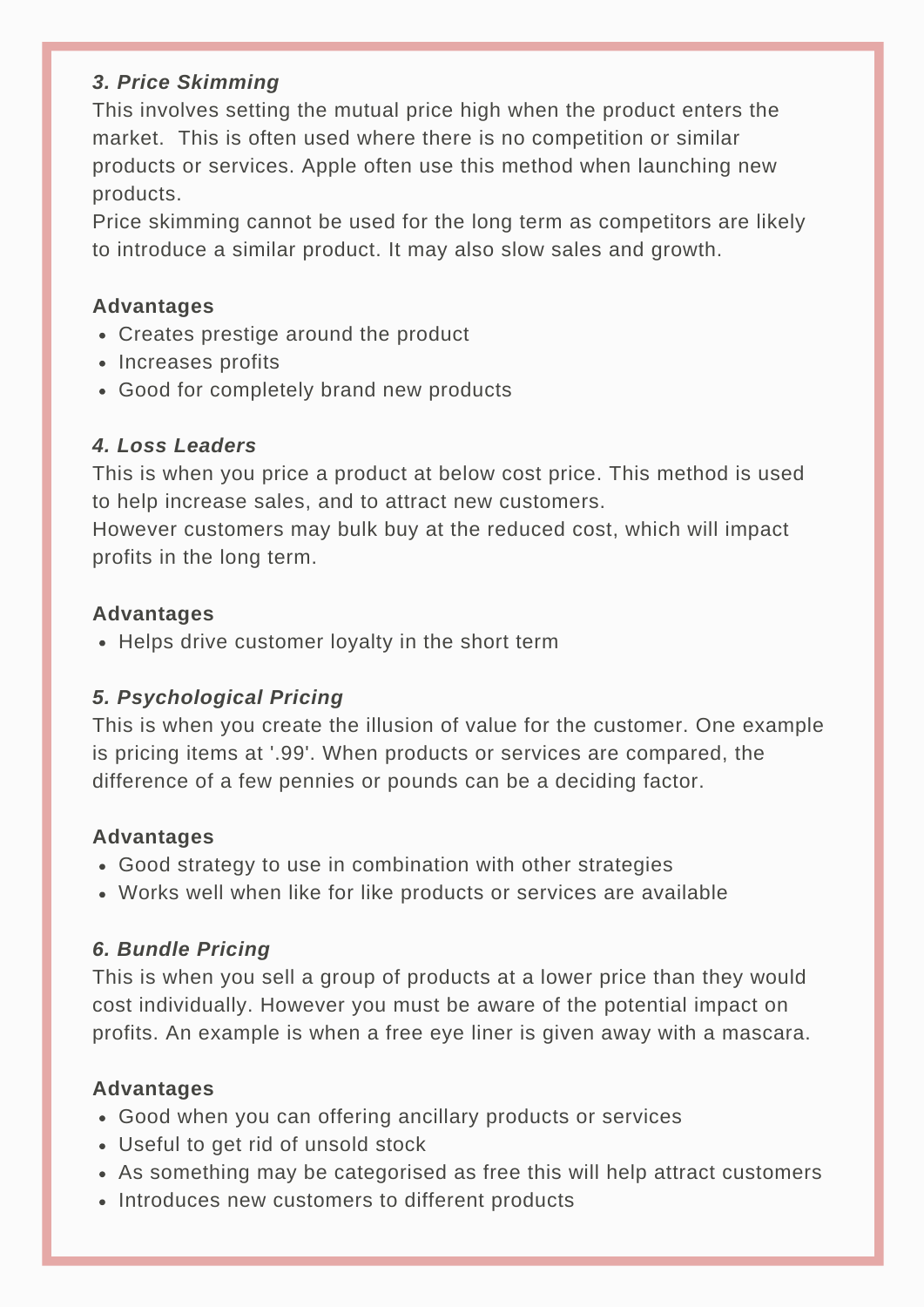### *3. Price Skimming*

This involves setting the mutual price high when the product enters the market. This is often used where there is no competition or similar products or services. Apple often use this method when launching new products.

Price skimming cannot be used for the long term as competitors are likely to introduce a similar product. It may also slow sales and growth.

**Advantages**

- Creates prestige around the product
- Increases profits
- Good for completely brand new products

### *4. Loss Leaders*

This is when you price a product at below cost price. This method is used to help increase sales, and to attract new customers.

However customers may bulk buy at the reduced cost, which will impact profits in the long term.

**Advantages**

- Helps drive customer loyalty in the short term

### *5. Psychological Pricing*

This is when you create the illusion of value for the customer. One example is pricing items at '.99'. When products or services are compared, the difference of a few pennies or pounds can be a deciding factor.

**Advantages**

- Good strategy to use in combination with other strategies
- Works well when like for like products or services are available

### *6. Bundle Pricing*

This is when you sell a group of products at a lower price than they would cost individually. However you must be aware of the potential impact on profits. An example is when a free eye liner is given away with a mascara.

**Advantages**

- Good when you can offering ancillary products or services
- Useful to get rid of unsold stock
- As something may be categorised as free this will help attract customers
- Introduces new customers to different products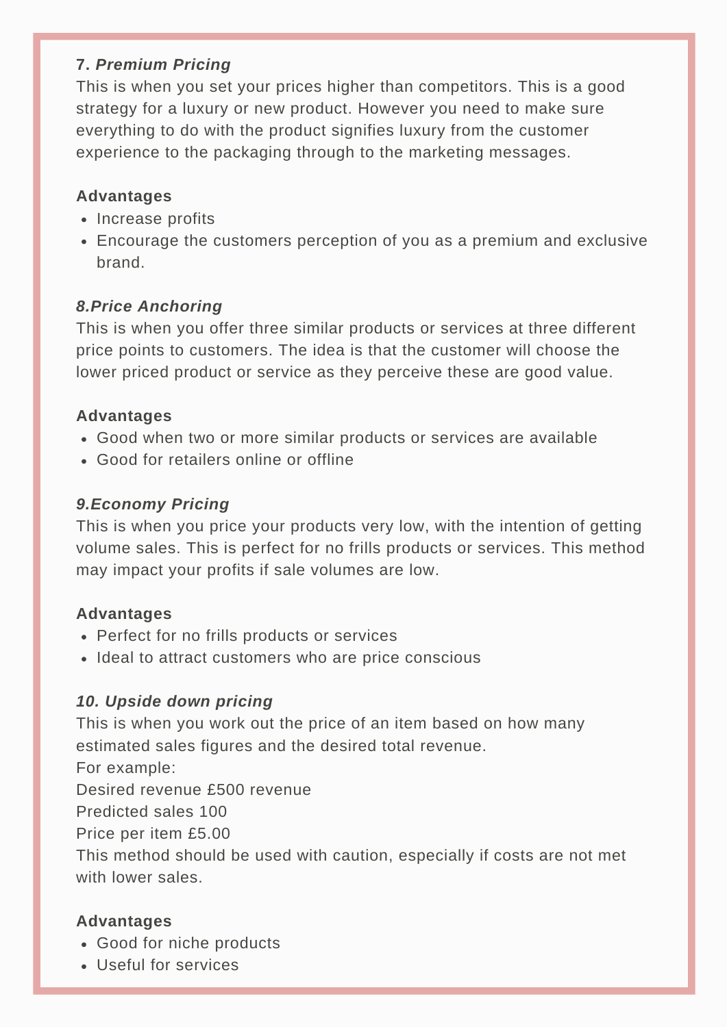**7. *Premium Pricing***

This is when you set your prices higher than competitors. This is a good strategy for a luxury or new product. However you need to make sure everything to do with the product signifies luxury from the customer experience to the packaging through to the marketing messages.

**Advantages**

- Increase profits
- Encourage the customers perception of you as a premium and exclusive brand.

***8.Price Anchoring***

This is when you offer three similar products or services at three different price points to customers. The idea is that the customer will choose the lower priced product or service as they perceive these are good value.

**Advantages**

- Good when two or more similar products or services are available
- Good for retailers online or offline

***9.Economy Pricing***

This is when you price your products very low, with the intention of getting volume sales. This is perfect for no frills products or services. This method may impact your profits if sale volumes are low.

**Advantages**

- Perfect for no frills products or services
- Ideal to attract customers who are price conscious

***10. Upside down pricing***

This is when you work out the price of an item based on how many estimated sales figures and the desired total revenue.
For example:
Desired revenue £500 revenue
Predicted sales 100
Price per item £5.00
This method should be used with caution, especially if costs are not met with lower sales.

**Advantages**

- Good for niche products
- Useful for services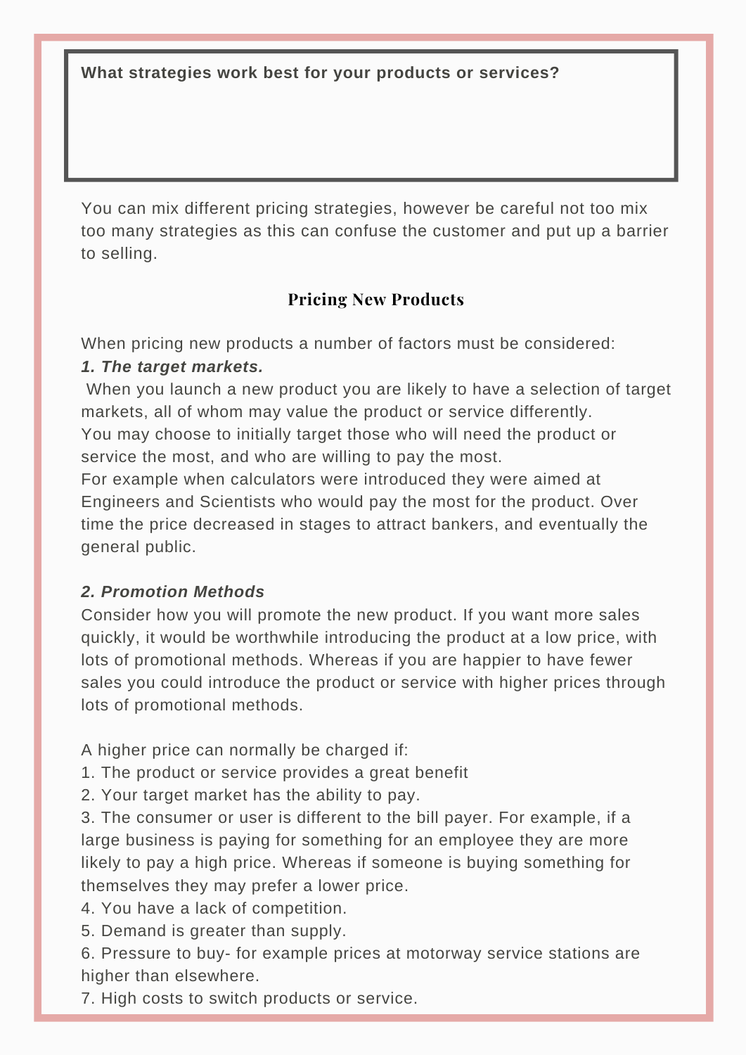**What strategies work best for your products or services?**

You can mix different pricing strategies, however be careful not too mix too many strategies as this can confuse the customer and put up a barrier to selling.

## Pricing New Products

When pricing new products a number of factors must be considered:

***1. The target markets.***

When you launch a new product you are likely to have a selection of target markets, all of whom may value the product or service differently.
You may choose to initially target those who will need the product or service the most, and who are willing to pay the most.
For example when calculators were introduced they were aimed at Engineers and Scientists who would pay the most for the product. Over time the price decreased in stages to attract bankers, and eventually the general public.

***2. Promotion Methods***

Consider how you will promote the new product. If you want more sales quickly, it would be worthwhile introducing the product at a low price, with lots of promotional methods. Whereas if you are happier to have fewer sales you could introduce the product or service with higher prices through lots of promotional methods.

A higher price can normally be charged if:

1. The product or service provides a great benefit
2. Your target market has the ability to pay.
3. The consumer or user is different to the bill payer. For example, if a large business is paying for something for an employee they are more likely to pay a high price. Whereas if someone is buying something for themselves they may prefer a lower price.
4. You have a lack of competition.
5. Demand is greater than supply.
6. Pressure to buy- for example prices at motorway service stations are higher than elsewhere.
7. High costs to switch products or service.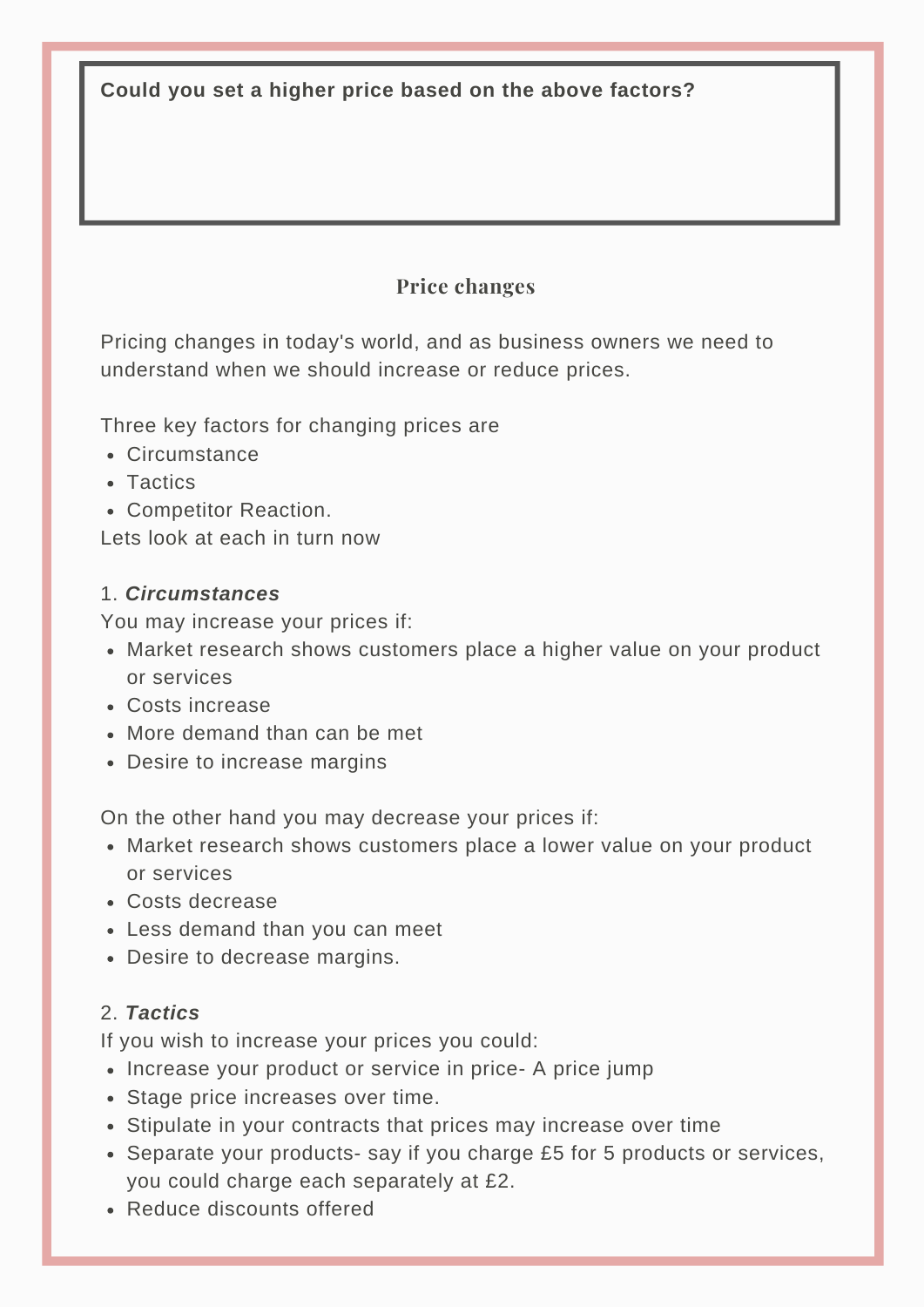**Could you set a higher price based on the above factors?**

## Price changes

Pricing changes in today's world, and as business owners we need to understand when we should increase or reduce prices.

Three key factors for changing prices are

- Circumstance
- Tactics
- Competitor Reaction.

Lets look at each in turn now

1. ***Circumstances***

You may increase your prices if:

- Market research shows customers place a higher value on your product or services
- Costs increase
- More demand than can be met
- Desire to increase margins

On the other hand you may decrease your prices if:

- Market research shows customers place a lower value on your product or services
- Costs decrease
- Less demand than you can meet
- Desire to decrease margins.

2. ***Tactics***

If you wish to increase your prices you could:

- Increase your product or service in price- A price jump
- Stage price increases over time.
- Stipulate in your contracts that prices may increase over time
- Separate your products- say if you charge £5 for 5 products or services, you could charge each separately at £2.
- Reduce discounts offered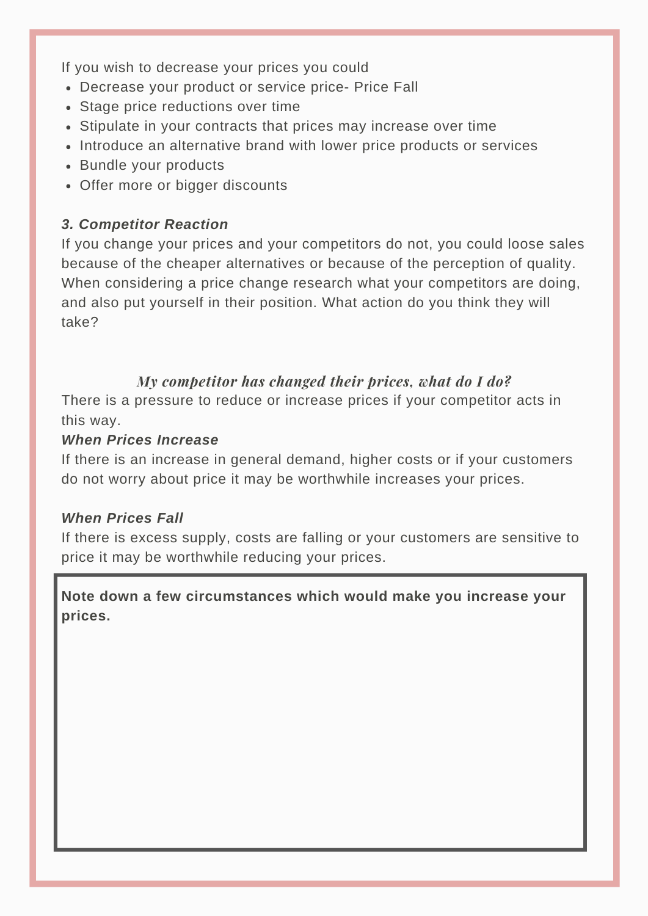If you wish to decrease your prices you could

- Decrease your product or service price- Price Fall
- Stage price reductions over time
- Stipulate in your contracts that prices may increase over time
- Introduce an alternative brand with lower price products or services
- Bundle your products
- Offer more or bigger discounts

### *3. Competitor Reaction*

If you change your prices and your competitors do not, you could loose sales because of the cheaper alternatives or because of the perception of quality. When considering a price change research what your competitors are doing, and also put yourself in their position. What action do you think they will take?

### *My competitor has changed their prices, what do I do?*

There is a pressure to reduce or increase prices if your competitor acts in this way.

***When Prices Increase***

If there is an increase in general demand, higher costs or if your customers do not worry about price it may be worthwhile increases your prices.

***When Prices Fall***

If there is excess supply, costs are falling or your customers are sensitive to price it may be worthwhile reducing your prices.

**Note down a few circumstances which would make you increase your prices.**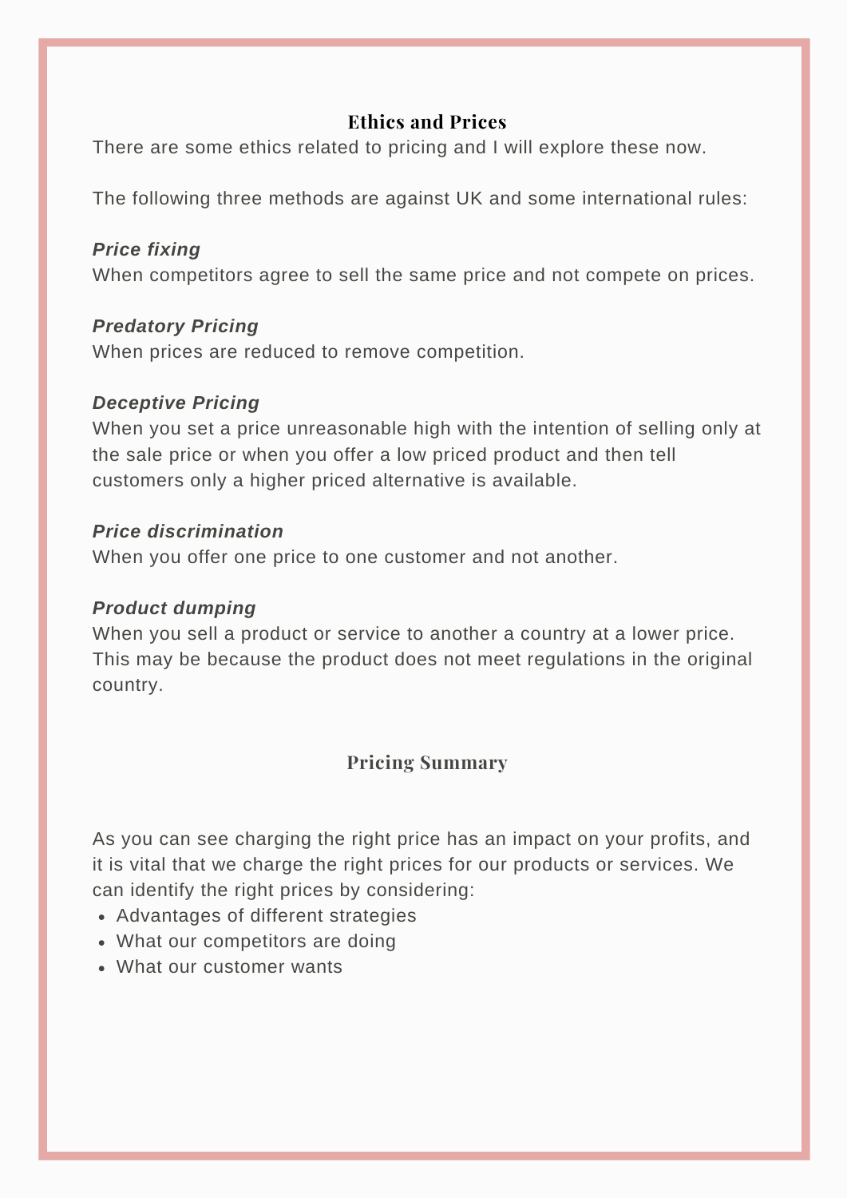## Ethics and Prices

There are some ethics related to pricing and I will explore these now.

The following three methods are against UK and some international rules:

***Price fixing***
When competitors agree to sell the same price and not compete on prices.

***Predatory Pricing***
When prices are reduced to remove competition.

***Deceptive Pricing***
When you set a price unreasonable high with the intention of selling only at the sale price or when you offer a low priced product and then tell customers only a higher priced alternative is available.

***Price discrimination***
When you offer one price to one customer and not another.

***Product dumping***
When you sell a product or service to another a country at a lower price. This may be because the product does not meet regulations in the original country.

## Pricing Summary

As you can see charging the right price has an impact on your profits, and it is vital that we charge the right prices for our products or services. We can identify the right prices by considering:

- Advantages of different strategies
- What our competitors are doing
- What our customer wants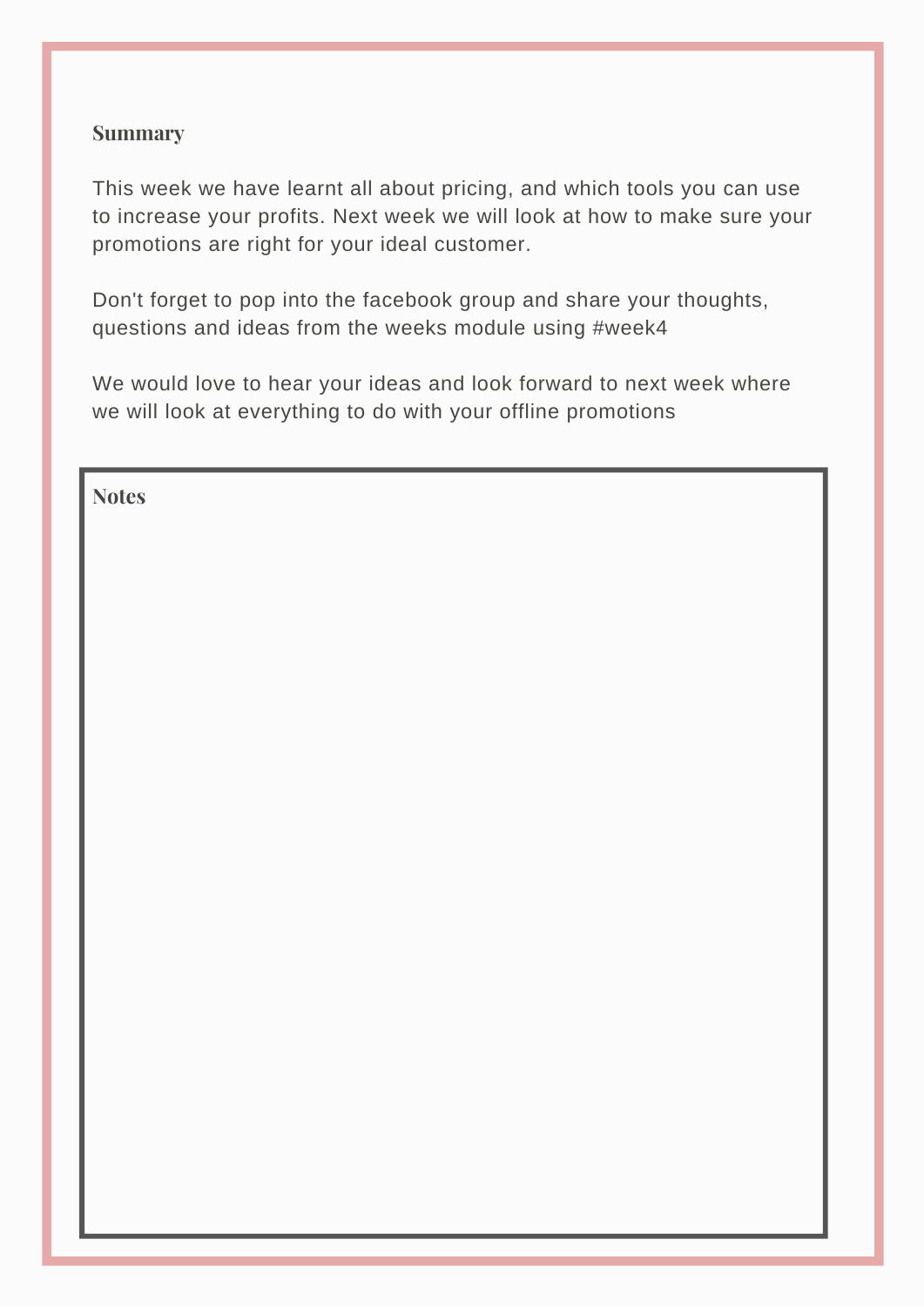## Summary

This week we have learnt all about pricing, and which tools you can use to increase your profits. Next week we will look at how to make sure your promotions are right for your ideal customer.

Don't forget to pop into the facebook group and share your thoughts, questions and ideas from the weeks module using #week4

We would love to hear your ideas and look forward to next week where we will look at everything to do with your offline promotions

## Notes